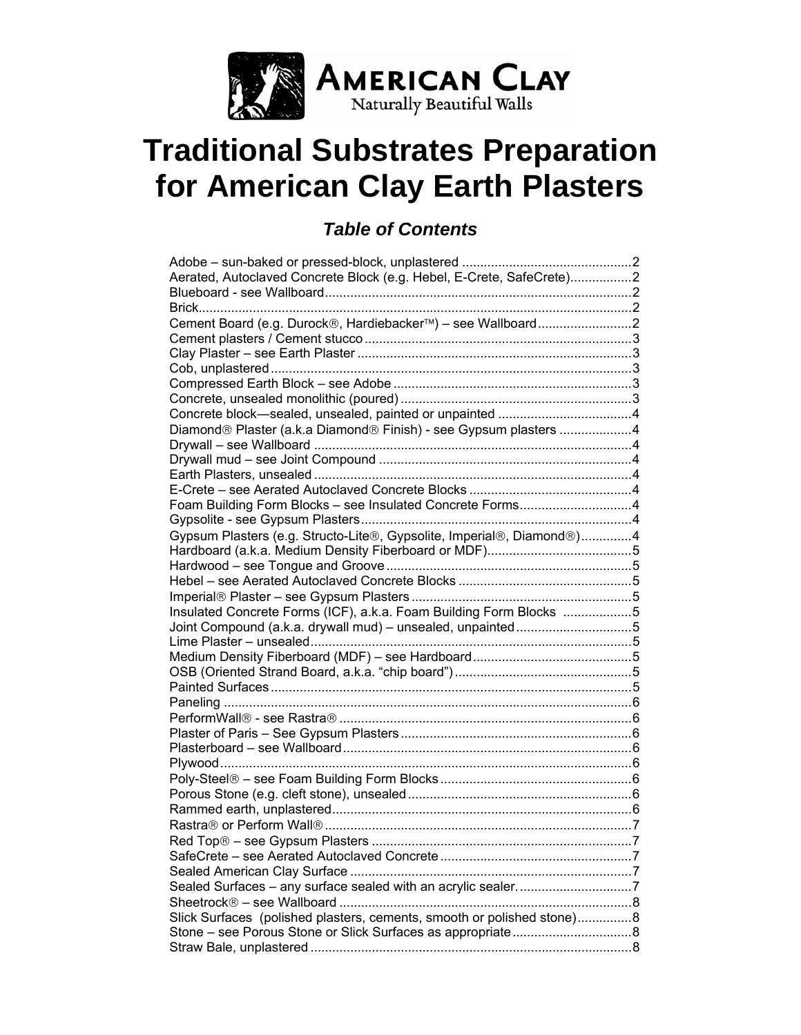AMERICAN CLAY
Naturally Beautiful Walls

# Traditional Substrates Preparation for American Clay Earth Plasters

## *Table of Contents*

Adobe – sun-baked or pressed-block, unplastered .............................................. 2
Aerated, Autoclaved Concrete Block (e.g. Hebel, E-Crete, SafeCrete)................. 2
Blueboard - see Wallboard .................................................................................... 2
Brick....................................................................................................................... 2
Cement Board (e.g. Durock®, Hardiebacker™) – see Wallboard .......................... 2
Cement plasters / Cement stucco ......................................................................... 3
Clay Plaster – see Earth Plaster ........................................................................... 3
Cob, unplastered ................................................................................................... 3
Compressed Earth Block – see Adobe ................................................................. 3
Concrete, unsealed monolithic (poured) ................................................................ 3
Concrete block—sealed, unsealed, painted or unpainted ..................................... 4
Diamond® Plaster (a.k.a Diamond® Finish) - see Gypsum plasters .................... 4
Drywall – see Wallboard ....................................................................................... 4
Drywall mud – see Joint Compound ..................................................................... 4
Earth Plasters, unsealed ....................................................................................... 4
E-Crete – see Aerated Autoclaved Concrete Blocks ............................................ 4
Foam Building Form Blocks – see Insulated Concrete Forms............................... 4
Gypsolite - see Gypsum Plasters .......................................................................... 4
Gypsum Plasters (e.g. Structo-Lite®, Gypsolite, Imperial®, Diamond®).............. 4
Hardboard (a.k.a. Medium Density Fiberboard or MDF)........................................ 5
Hardwood – see Tongue and Groove ................................................................... 5
Hebel – see Aerated Autoclaved Concrete Blocks ................................................ 5
Imperial® Plaster – see Gypsum Plasters ............................................................ 5
Insulated Concrete Forms (ICF), a.k.a. Foam Building Form Blocks ................... 5
Joint Compound (a.k.a. drywall mud) – unsealed, unpainted ................................ 5
Lime Plaster – unsealed ........................................................................................ 5
Medium Density Fiberboard (MDF) – see Hardboard ............................................ 5
OSB (Oriented Strand Board, a.k.a. "chip board") ................................................. 5
Painted Surfaces ................................................................................................... 5
Paneling ................................................................................................................ 6
PerformWall® - see Rastra® ................................................................................ 6
Plaster of Paris – See Gypsum Plasters ................................................................ 6
Plasterboard – see Wallboard ............................................................................... 6
Plywood ................................................................................................................. 6
Poly-Steel® – see Foam Building Form Blocks ..................................................... 6
Porous Stone (e.g. cleft stone), unsealed ............................................................. 6
Rammed earth, unplastered .................................................................................. 6
Rastra® or Perform Wall® .................................................................................... 7
Red Top® – see Gypsum Plasters ....................................................................... 7
SafeCrete – see Aerated Autoclaved Concrete ..................................................... 7
Sealed American Clay Surface ............................................................................. 7
Sealed Surfaces – any surface sealed with an acrylic sealer. ............................... 7
Sheetrock® – see Wallboard ................................................................................. 8
Slick Surfaces (polished plasters, cements, smooth or polished stone)............... 8
Stone – see Porous Stone or Slick Surfaces as appropriate ................................. 8
Straw Bale, unplastered ........................................................................................ 8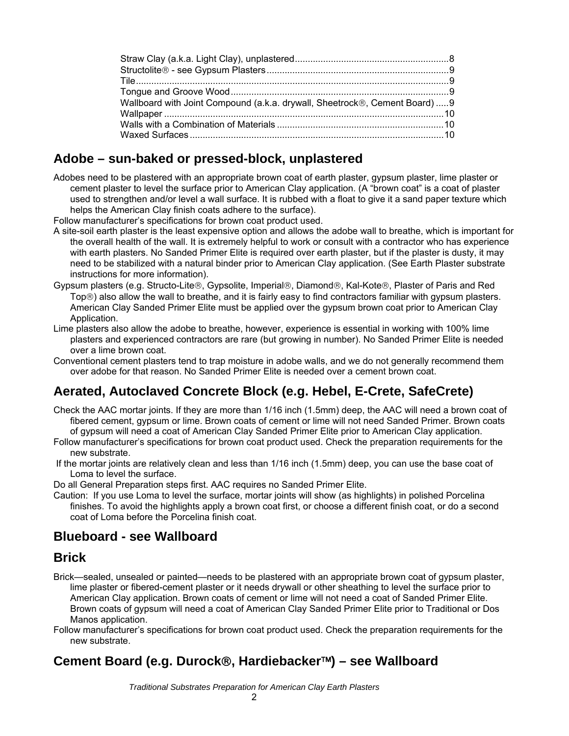Straw Clay (a.k.a. Light Clay), unplastered............................................................8
Structolite® - see Gypsum Plasters.......................................................................9
Tile...........................................................................................................................9
Tongue and Groove Wood.....................................................................................9
Wallboard with Joint Compound (a.k.a. drywall, Sheetrock®, Cement Board).....9
Wallpaper ............................................................................................................10
Walls with a Combination of Materials .................................................................10
Waxed Surfaces...................................................................................................10

## Adobe – sun-baked or pressed-block, unplastered

Adobes need to be plastered with an appropriate brown coat of earth plaster, gypsum plaster, lime plaster or cement plaster to level the surface prior to American Clay application. (A “brown coat” is a coat of plaster used to strengthen and/or level a wall surface. It is rubbed with a float to give it a sand paper texture which helps the American Clay finish coats adhere to the surface).

Follow manufacturer’s specifications for brown coat product used.

A site-soil earth plaster is the least expensive option and allows the adobe wall to breathe, which is important for the overall health of the wall. It is extremely helpful to work or consult with a contractor who has experience with earth plasters. No Sanded Primer Elite is required over earth plaster, but if the plaster is dusty, it may need to be stabilized with a natural binder prior to American Clay application. (See Earth Plaster substrate instructions for more information).

Gypsum plasters (e.g. Structo-Lite®, Gypsolite, Imperial®, Diamond®, Kal-Kote®, Plaster of Paris and Red Top®) also allow the wall to breathe, and it is fairly easy to find contractors familiar with gypsum plasters. American Clay Sanded Primer Elite must be applied over the gypsum brown coat prior to American Clay Application.

Lime plasters also allow the adobe to breathe, however, experience is essential in working with 100% lime plasters and experienced contractors are rare (but growing in number). No Sanded Primer Elite is needed over a lime brown coat.

Conventional cement plasters tend to trap moisture in adobe walls, and we do not generally recommend them over adobe for that reason. No Sanded Primer Elite is needed over a cement brown coat.

## Aerated, Autoclaved Concrete Block (e.g. Hebel, E-Crete, SafeCrete)

Check the AAC mortar joints. If they are more than 1/16 inch (1.5mm) deep, the AAC will need a brown coat of fibered cement, gypsum or lime. Brown coats of cement or lime will not need Sanded Primer. Brown coats of gypsum will need a coat of American Clay Sanded Primer Elite prior to American Clay application.

Follow manufacturer’s specifications for brown coat product used. Check the preparation requirements for the new substrate.

If the mortar joints are relatively clean and less than 1/16 inch (1.5mm) deep, you can use the base coat of Loma to level the surface.

Do all General Preparation steps first. AAC requires no Sanded Primer Elite.

Caution: If you use Loma to level the surface, mortar joints will show (as highlights) in polished Porcelina finishes. To avoid the highlights apply a brown coat first, or choose a different finish coat, or do a second coat of Loma before the Porcelina finish coat.

## Blueboard - see Wallboard

## Brick

Brick—sealed, unsealed or painted—needs to be plastered with an appropriate brown coat of gypsum plaster, lime plaster or fibered-cement plaster or it needs drywall or other sheathing to level the surface prior to American Clay application. Brown coats of cement or lime will not need a coat of Sanded Primer Elite. Brown coats of gypsum will need a coat of American Clay Sanded Primer Elite prior to Traditional or Dos Manos application.

Follow manufacturer’s specifications for brown coat product used. Check the preparation requirements for the new substrate.

## Cement Board (e.g. Durock®, Hardiebacker™) – see Wallboard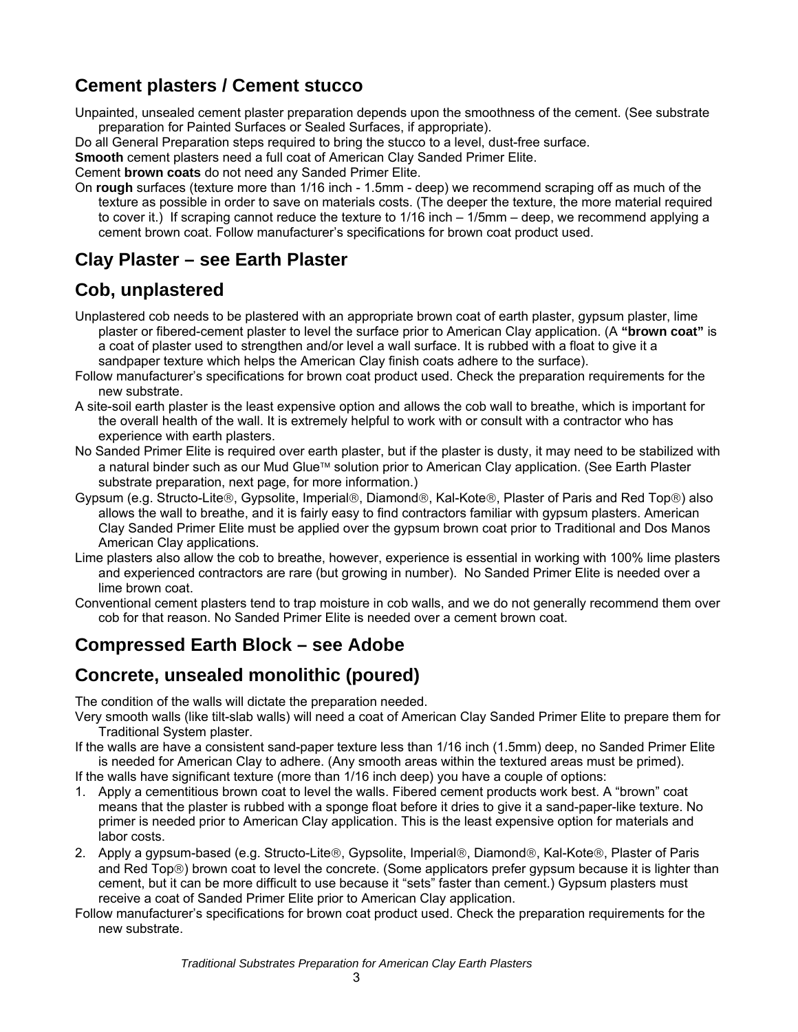## Cement plasters / Cement stucco

Unpainted, unsealed cement plaster preparation depends upon the smoothness of the cement. (See substrate preparation for Painted Surfaces or Sealed Surfaces, if appropriate).

Do all General Preparation steps required to bring the stucco to a level, dust-free surface.

**Smooth** cement plasters need a full coat of American Clay Sanded Primer Elite.

Cement **brown coats** do not need any Sanded Primer Elite.

On **rough** surfaces (texture more than 1/16 inch - 1.5mm - deep) we recommend scraping off as much of the texture as possible in order to save on materials costs. (The deeper the texture, the more material required to cover it.) If scraping cannot reduce the texture to 1/16 inch – 1/5mm – deep, we recommend applying a cement brown coat. Follow manufacturer's specifications for brown coat product used.

## Clay Plaster – see Earth Plaster

## Cob, unplastered

Unplastered cob needs to be plastered with an appropriate brown coat of earth plaster, gypsum plaster, lime plaster or fibered-cement plaster to level the surface prior to American Clay application. (A **"brown coat"** is a coat of plaster used to strengthen and/or level a wall surface. It is rubbed with a float to give it a sandpaper texture which helps the American Clay finish coats adhere to the surface).

Follow manufacturer's specifications for brown coat product used. Check the preparation requirements for the new substrate.

A site-soil earth plaster is the least expensive option and allows the cob wall to breathe, which is important for the overall health of the wall. It is extremely helpful to work with or consult with a contractor who has experience with earth plasters.

No Sanded Primer Elite is required over earth plaster, but if the plaster is dusty, it may need to be stabilized with a natural binder such as our Mud Glue™ solution prior to American Clay application. (See Earth Plaster substrate preparation, next page, for more information.)

Gypsum (e.g. Structo-Lite®, Gypsolite, Imperial®, Diamond®, Kal-Kote®, Plaster of Paris and Red Top®) also allows the wall to breathe, and it is fairly easy to find contractors familiar with gypsum plasters. American Clay Sanded Primer Elite must be applied over the gypsum brown coat prior to Traditional and Dos Manos American Clay applications.

Lime plasters also allow the cob to breathe, however, experience is essential in working with 100% lime plasters and experienced contractors are rare (but growing in number). No Sanded Primer Elite is needed over a lime brown coat.

Conventional cement plasters tend to trap moisture in cob walls, and we do not generally recommend them over cob for that reason. No Sanded Primer Elite is needed over a cement brown coat.

## Compressed Earth Block – see Adobe

## Concrete, unsealed monolithic (poured)

The condition of the walls will dictate the preparation needed.

Very smooth walls (like tilt-slab walls) will need a coat of American Clay Sanded Primer Elite to prepare them for Traditional System plaster.

If the walls are have a consistent sand-paper texture less than 1/16 inch (1.5mm) deep, no Sanded Primer Elite is needed for American Clay to adhere. (Any smooth areas within the textured areas must be primed).

If the walls have significant texture (more than 1/16 inch deep) you have a couple of options:

1. Apply a cementitious brown coat to level the walls. Fibered cement products work best. A "brown" coat means that the plaster is rubbed with a sponge float before it dries to give it a sand-paper-like texture. No primer is needed prior to American Clay application. This is the least expensive option for materials and labor costs.
2. Apply a gypsum-based (e.g. Structo-Lite®, Gypsolite, Imperial®, Diamond®, Kal-Kote®, Plaster of Paris and Red Top®) brown coat to level the concrete. (Some applicators prefer gypsum because it is lighter than cement, but it can be more difficult to use because it "sets" faster than cement.) Gypsum plasters must receive a coat of Sanded Primer Elite prior to American Clay application.

Follow manufacturer's specifications for brown coat product used. Check the preparation requirements for the new substrate.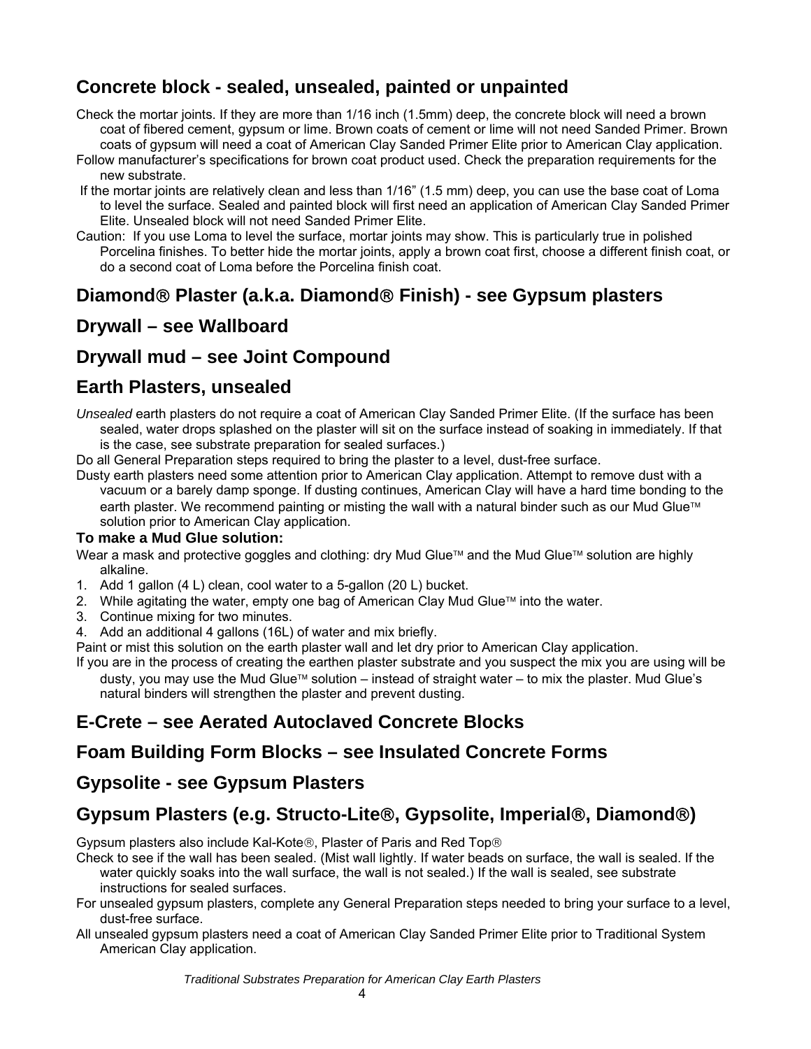## Concrete block - sealed, unsealed, painted or unpainted

Check the mortar joints. If they are more than 1/16 inch (1.5mm) deep, the concrete block will need a brown coat of fibered cement, gypsum or lime. Brown coats of cement or lime will not need Sanded Primer. Brown coats of gypsum will need a coat of American Clay Sanded Primer Elite prior to American Clay application.

Follow manufacturer's specifications for brown coat product used. Check the preparation requirements for the new substrate.

If the mortar joints are relatively clean and less than 1/16" (1.5 mm) deep, you can use the base coat of Loma to level the surface. Sealed and painted block will first need an application of American Clay Sanded Primer Elite. Unsealed block will not need Sanded Primer Elite.

Caution: If you use Loma to level the surface, mortar joints may show. This is particularly true in polished Porcelina finishes. To better hide the mortar joints, apply a brown coat first, choose a different finish coat, or do a second coat of Loma before the Porcelina finish coat.

## Diamond® Plaster (a.k.a. Diamond® Finish) - see Gypsum plasters

## Drywall – see Wallboard

## Drywall mud – see Joint Compound

## Earth Plasters, unsealed

*Unsealed* earth plasters do not require a coat of American Clay Sanded Primer Elite. (If the surface has been sealed, water drops splashed on the plaster will sit on the surface instead of soaking in immediately. If that is the case, see substrate preparation for sealed surfaces.)

Do all General Preparation steps required to bring the plaster to a level, dust-free surface.

Dusty earth plasters need some attention prior to American Clay application. Attempt to remove dust with a vacuum or a barely damp sponge. If dusting continues, American Clay will have a hard time bonding to the earth plaster. We recommend painting or misting the wall with a natural binder such as our Mud Glue™ solution prior to American Clay application.

**To make a Mud Glue solution:**

Wear a mask and protective goggles and clothing: dry Mud Glue™ and the Mud Glue™ solution are highly alkaline.

1. Add 1 gallon (4 L) clean, cool water to a 5-gallon (20 L) bucket.
2. While agitating the water, empty one bag of American Clay Mud Glue™ into the water.
3. Continue mixing for two minutes.
4. Add an additional 4 gallons (16L) of water and mix briefly.

Paint or mist this solution on the earth plaster wall and let dry prior to American Clay application.

If you are in the process of creating the earthen plaster substrate and you suspect the mix you are using will be dusty, you may use the Mud Glue™ solution – instead of straight water – to mix the plaster. Mud Glue's natural binders will strengthen the plaster and prevent dusting.

## E-Crete – see Aerated Autoclaved Concrete Blocks

## Foam Building Form Blocks – see Insulated Concrete Forms

## Gypsolite - see Gypsum Plasters

## Gypsum Plasters (e.g. Structo-Lite®, Gypsolite, Imperial®, Diamond®)

Gypsum plasters also include Kal-Kote®, Plaster of Paris and Red Top®

Check to see if the wall has been sealed. (Mist wall lightly. If water beads on surface, the wall is sealed. If the water quickly soaks into the wall surface, the wall is not sealed.) If the wall is sealed, see substrate instructions for sealed surfaces.

For unsealed gypsum plasters, complete any General Preparation steps needed to bring your surface to a level, dust-free surface.

All unsealed gypsum plasters need a coat of American Clay Sanded Primer Elite prior to Traditional System American Clay application.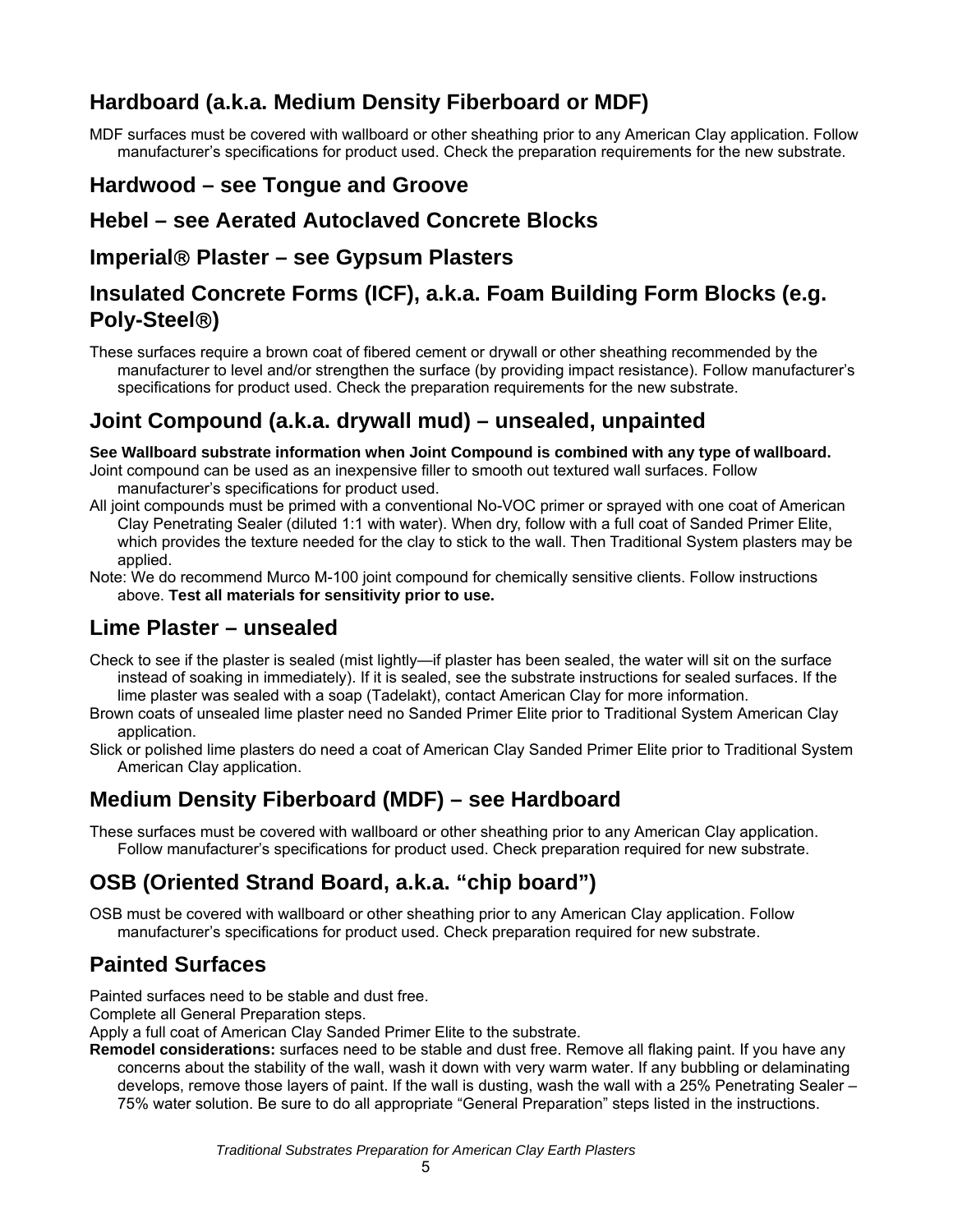## Hardboard (a.k.a. Medium Density Fiberboard or MDF)

MDF surfaces must be covered with wallboard or other sheathing prior to any American Clay application. Follow manufacturer's specifications for product used. Check the preparation requirements for the new substrate.

## Hardwood – see Tongue and Groove

## Hebel – see Aerated Autoclaved Concrete Blocks

## Imperial® Plaster – see Gypsum Plasters

## Insulated Concrete Forms (ICF), a.k.a. Foam Building Form Blocks (e.g. Poly-Steel®)

These surfaces require a brown coat of fibered cement or drywall or other sheathing recommended by the manufacturer to level and/or strengthen the surface (by providing impact resistance). Follow manufacturer's specifications for product used. Check the preparation requirements for the new substrate.

## Joint Compound (a.k.a. drywall mud) – unsealed, unpainted

**See Wallboard substrate information when Joint Compound is combined with any type of wallboard.**

Joint compound can be used as an inexpensive filler to smooth out textured wall surfaces. Follow manufacturer's specifications for product used.

All joint compounds must be primed with a conventional No-VOC primer or sprayed with one coat of American Clay Penetrating Sealer (diluted 1:1 with water). When dry, follow with a full coat of Sanded Primer Elite, which provides the texture needed for the clay to stick to the wall. Then Traditional System plasters may be applied.

Note: We do recommend Murco M-100 joint compound for chemically sensitive clients. Follow instructions above. **Test all materials for sensitivity prior to use.**

## Lime Plaster – unsealed

Check to see if the plaster is sealed (mist lightly—if plaster has been sealed, the water will sit on the surface instead of soaking in immediately). If it is sealed, see the substrate instructions for sealed surfaces. If the lime plaster was sealed with a soap (Tadelakt), contact American Clay for more information.

Brown coats of unsealed lime plaster need no Sanded Primer Elite prior to Traditional System American Clay application.

Slick or polished lime plasters do need a coat of American Clay Sanded Primer Elite prior to Traditional System American Clay application.

## Medium Density Fiberboard (MDF) – see Hardboard

These surfaces must be covered with wallboard or other sheathing prior to any American Clay application. Follow manufacturer's specifications for product used. Check preparation required for new substrate.

## OSB (Oriented Strand Board, a.k.a. "chip board")

OSB must be covered with wallboard or other sheathing prior to any American Clay application. Follow manufacturer's specifications for product used. Check preparation required for new substrate.

## Painted Surfaces

Painted surfaces need to be stable and dust free.

Complete all General Preparation steps.

Apply a full coat of American Clay Sanded Primer Elite to the substrate.

**Remodel considerations:** surfaces need to be stable and dust free. Remove all flaking paint. If you have any concerns about the stability of the wall, wash it down with very warm water. If any bubbling or delaminating develops, remove those layers of paint. If the wall is dusting, wash the wall with a 25% Penetrating Sealer – 75% water solution. Be sure to do all appropriate "General Preparation" steps listed in the instructions.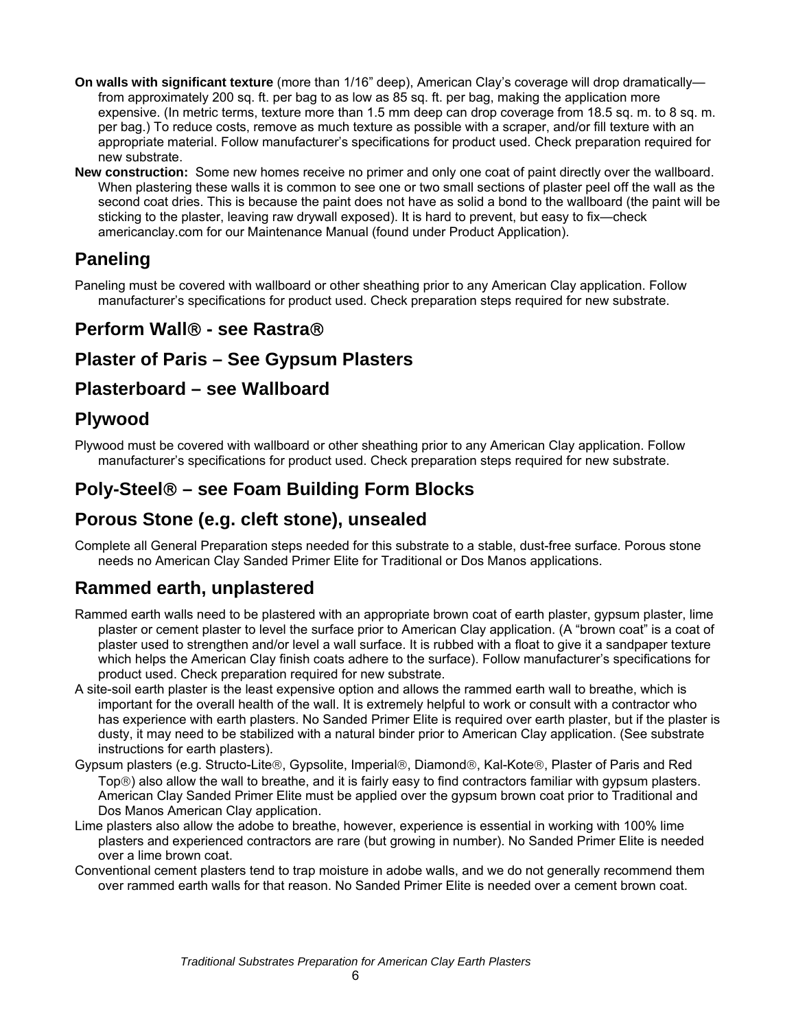**On walls with significant texture** (more than 1/16" deep), American Clay's coverage will drop dramatically—from approximately 200 sq. ft. per bag to as low as 85 sq. ft. per bag, making the application more expensive. (In metric terms, texture more than 1.5 mm deep can drop coverage from 18.5 sq. m. to 8 sq. m. per bag.) To reduce costs, remove as much texture as possible with a scraper, and/or fill texture with an appropriate material. Follow manufacturer's specifications for product used. Check preparation required for new substrate.

**New construction:** Some new homes receive no primer and only one coat of paint directly over the wallboard. When plastering these walls it is common to see one or two small sections of plaster peel off the wall as the second coat dries. This is because the paint does not have as solid a bond to the wallboard (the paint will be sticking to the plaster, leaving raw drywall exposed). It is hard to prevent, but easy to fix—check americanclay.com for our Maintenance Manual (found under Product Application).

## Paneling

Paneling must be covered with wallboard or other sheathing prior to any American Clay application. Follow manufacturer's specifications for product used. Check preparation steps required for new substrate.

## Perform Wall® - see Rastra®

## Plaster of Paris – See Gypsum Plasters

## Plasterboard – see Wallboard

## Plywood

Plywood must be covered with wallboard or other sheathing prior to any American Clay application. Follow manufacturer's specifications for product used. Check preparation steps required for new substrate.

## Poly-Steel® – see Foam Building Form Blocks

## Porous Stone (e.g. cleft stone), unsealed

Complete all General Preparation steps needed for this substrate to a stable, dust-free surface. Porous stone needs no American Clay Sanded Primer Elite for Traditional or Dos Manos applications.

## Rammed earth, unplastered

Rammed earth walls need to be plastered with an appropriate brown coat of earth plaster, gypsum plaster, lime plaster or cement plaster to level the surface prior to American Clay application. (A "brown coat" is a coat of plaster used to strengthen and/or level a wall surface. It is rubbed with a float to give it a sandpaper texture which helps the American Clay finish coats adhere to the surface). Follow manufacturer's specifications for product used. Check preparation required for new substrate.

A site-soil earth plaster is the least expensive option and allows the rammed earth wall to breathe, which is important for the overall health of the wall. It is extremely helpful to work or consult with a contractor who has experience with earth plasters. No Sanded Primer Elite is required over earth plaster, but if the plaster is dusty, it may need to be stabilized with a natural binder prior to American Clay application. (See substrate instructions for earth plasters).

Gypsum plasters (e.g. Structo-Lite®, Gypsolite, Imperial®, Diamond®, Kal-Kote®, Plaster of Paris and Red Top®) also allow the wall to breathe, and it is fairly easy to find contractors familiar with gypsum plasters. American Clay Sanded Primer Elite must be applied over the gypsum brown coat prior to Traditional and Dos Manos American Clay application.

Lime plasters also allow the adobe to breathe, however, experience is essential in working with 100% lime plasters and experienced contractors are rare (but growing in number). No Sanded Primer Elite is needed over a lime brown coat.

Conventional cement plasters tend to trap moisture in adobe walls, and we do not generally recommend them over rammed earth walls for that reason. No Sanded Primer Elite is needed over a cement brown coat.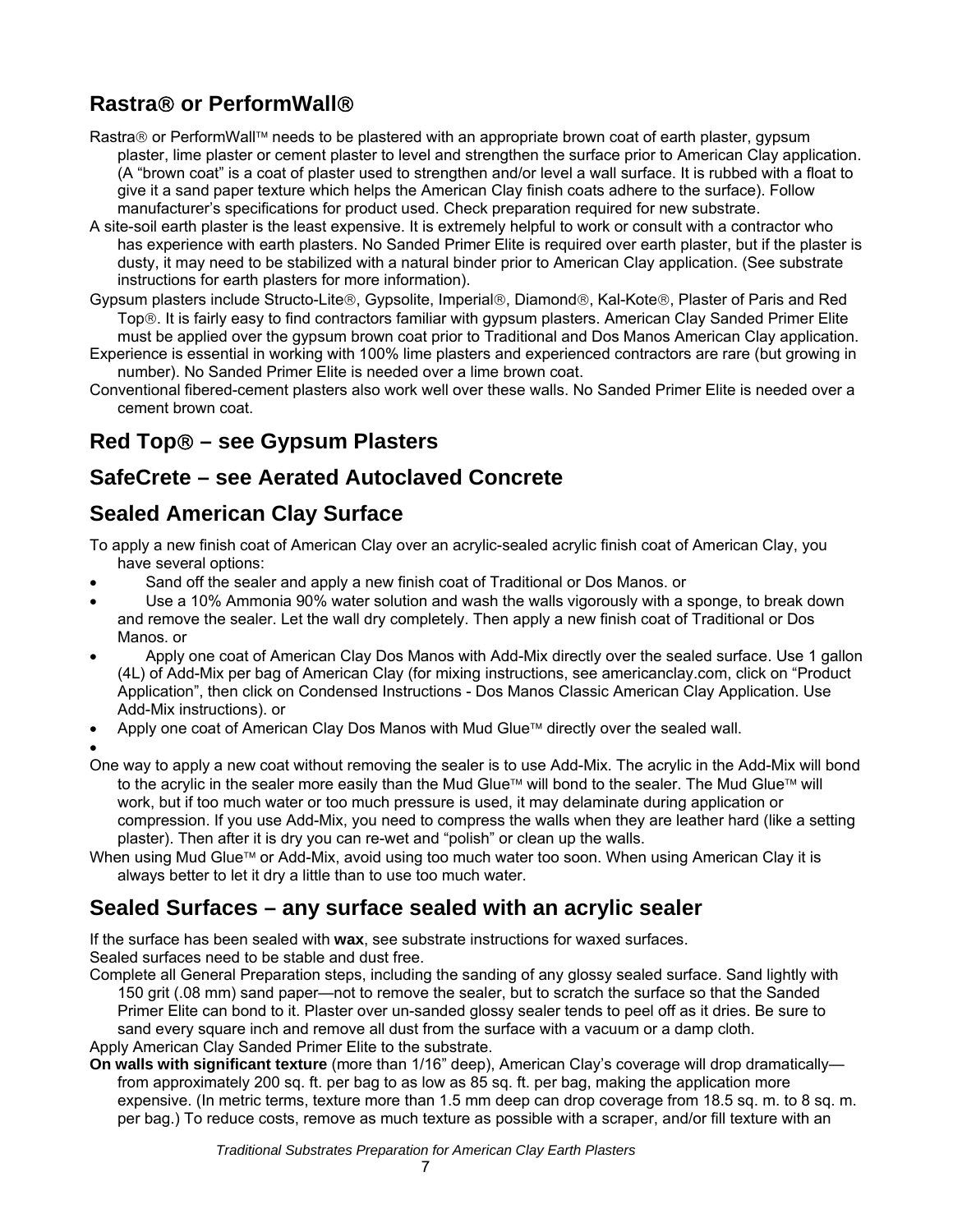## Rastra® or PerformWall®

Rastra® or PerformWall™ needs to be plastered with an appropriate brown coat of earth plaster, gypsum plaster, lime plaster or cement plaster to level and strengthen the surface prior to American Clay application. (A "brown coat" is a coat of plaster used to strengthen and/or level a wall surface. It is rubbed with a float to give it a sand paper texture which helps the American Clay finish coats adhere to the surface). Follow manufacturer's specifications for product used. Check preparation required for new substrate.

A site-soil earth plaster is the least expensive. It is extremely helpful to work or consult with a contractor who has experience with earth plasters. No Sanded Primer Elite is required over earth plaster, but if the plaster is dusty, it may need to be stabilized with a natural binder prior to American Clay application. (See substrate instructions for earth plasters for more information).

Gypsum plasters include Structo-Lite®, Gypsolite, Imperial®, Diamond®, Kal-Kote®, Plaster of Paris and Red Top®. It is fairly easy to find contractors familiar with gypsum plasters. American Clay Sanded Primer Elite must be applied over the gypsum brown coat prior to Traditional and Dos Manos American Clay application.

Experience is essential in working with 100% lime plasters and experienced contractors are rare (but growing in number). No Sanded Primer Elite is needed over a lime brown coat.

Conventional fibered-cement plasters also work well over these walls. No Sanded Primer Elite is needed over a cement brown coat.

## Red Top® – see Gypsum Plasters

## SafeCrete – see Aerated Autoclaved Concrete

## Sealed American Clay Surface

To apply a new finish coat of American Clay over an acrylic-sealed acrylic finish coat of American Clay, you have several options:

- Sand off the sealer and apply a new finish coat of Traditional or Dos Manos. or
- Use a 10% Ammonia 90% water solution and wash the walls vigorously with a sponge, to break down and remove the sealer. Let the wall dry completely. Then apply a new finish coat of Traditional or Dos Manos. or
- Apply one coat of American Clay Dos Manos with Add-Mix directly over the sealed surface. Use 1 gallon (4L) of Add-Mix per bag of American Clay (for mixing instructions, see americanclay.com, click on "Product Application", then click on Condensed Instructions - Dos Manos Classic American Clay Application. Use Add-Mix instructions). or
- Apply one coat of American Clay Dos Manos with Mud Glue™ directly over the sealed wall.

One way to apply a new coat without removing the sealer is to use Add-Mix. The acrylic in the Add-Mix will bond to the acrylic in the sealer more easily than the Mud Glue™ will bond to the sealer. The Mud Glue™ will work, but if too much water or too much pressure is used, it may delaminate during application or compression. If you use Add-Mix, you need to compress the walls when they are leather hard (like a setting plaster). Then after it is dry you can re-wet and "polish" or clean up the walls.

When using Mud Glue™ or Add-Mix, avoid using too much water too soon. When using American Clay it is always better to let it dry a little than to use too much water.

## Sealed Surfaces – any surface sealed with an acrylic sealer

If the surface has been sealed with **wax**, see substrate instructions for waxed surfaces.

Sealed surfaces need to be stable and dust free.

Complete all General Preparation steps, including the sanding of any glossy sealed surface. Sand lightly with 150 grit (.08 mm) sand paper—not to remove the sealer, but to scratch the surface so that the Sanded Primer Elite can bond to it. Plaster over un-sanded glossy sealer tends to peel off as it dries. Be sure to sand every square inch and remove all dust from the surface with a vacuum or a damp cloth.

Apply American Clay Sanded Primer Elite to the substrate.

**On walls with significant texture** (more than 1/16" deep), American Clay's coverage will drop dramatically—from approximately 200 sq. ft. per bag to as low as 85 sq. ft. per bag, making the application more expensive. (In metric terms, texture more than 1.5 mm deep can drop coverage from 18.5 sq. m. to 8 sq. m. per bag.) To reduce costs, remove as much texture as possible with a scraper, and/or fill texture with an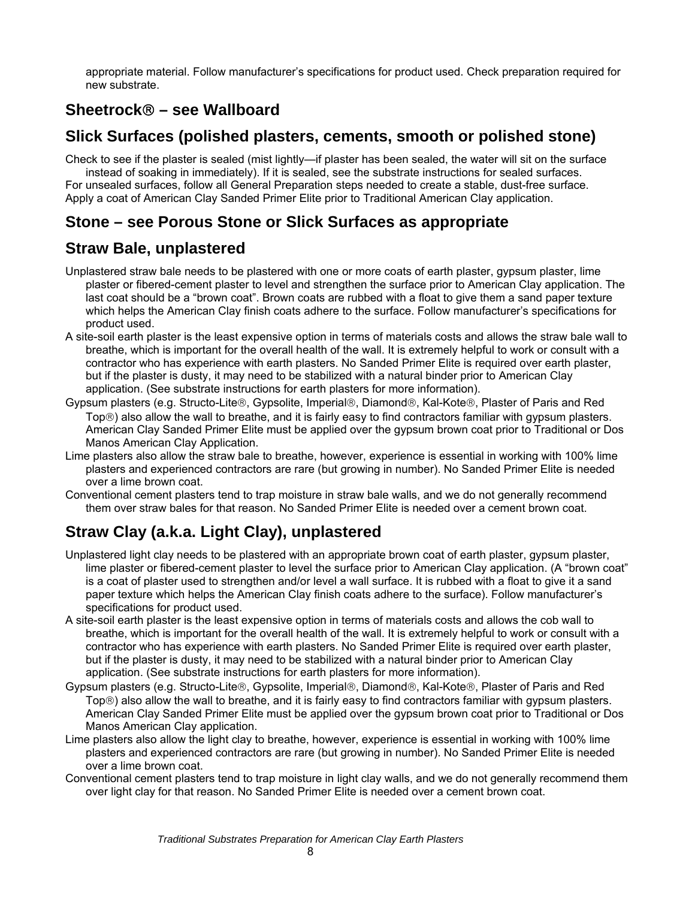appropriate material. Follow manufacturer's specifications for product used. Check preparation required for new substrate.

## Sheetrock® – see Wallboard

## Slick Surfaces (polished plasters, cements, smooth or polished stone)

Check to see if the plaster is sealed (mist lightly—if plaster has been sealed, the water will sit on the surface instead of soaking in immediately). If it is sealed, see the substrate instructions for sealed surfaces.

For unsealed surfaces, follow all General Preparation steps needed to create a stable, dust-free surface.

Apply a coat of American Clay Sanded Primer Elite prior to Traditional American Clay application.

## Stone – see Porous Stone or Slick Surfaces as appropriate

## Straw Bale, unplastered

Unplastered straw bale needs to be plastered with one or more coats of earth plaster, gypsum plaster, lime plaster or fibered-cement plaster to level and strengthen the surface prior to American Clay application. The last coat should be a "brown coat". Brown coats are rubbed with a float to give them a sand paper texture which helps the American Clay finish coats adhere to the surface. Follow manufacturer's specifications for product used.

A site-soil earth plaster is the least expensive option in terms of materials costs and allows the straw bale wall to breathe, which is important for the overall health of the wall. It is extremely helpful to work or consult with a contractor who has experience with earth plasters. No Sanded Primer Elite is required over earth plaster, but if the plaster is dusty, it may need to be stabilized with a natural binder prior to American Clay application. (See substrate instructions for earth plasters for more information).

Gypsum plasters (e.g. Structo-Lite®, Gypsolite, Imperial®, Diamond®, Kal-Kote®, Plaster of Paris and Red Top®) also allow the wall to breathe, and it is fairly easy to find contractors familiar with gypsum plasters. American Clay Sanded Primer Elite must be applied over the gypsum brown coat prior to Traditional or Dos Manos American Clay Application.

Lime plasters also allow the straw bale to breathe, however, experience is essential in working with 100% lime plasters and experienced contractors are rare (but growing in number). No Sanded Primer Elite is needed over a lime brown coat.

Conventional cement plasters tend to trap moisture in straw bale walls, and we do not generally recommend them over straw bales for that reason. No Sanded Primer Elite is needed over a cement brown coat.

## Straw Clay (a.k.a. Light Clay), unplastered

Unplastered light clay needs to be plastered with an appropriate brown coat of earth plaster, gypsum plaster, lime plaster or fibered-cement plaster to level the surface prior to American Clay application. (A "brown coat" is a coat of plaster used to strengthen and/or level a wall surface. It is rubbed with a float to give it a sand paper texture which helps the American Clay finish coats adhere to the surface). Follow manufacturer's specifications for product used.

A site-soil earth plaster is the least expensive option in terms of materials costs and allows the cob wall to breathe, which is important for the overall health of the wall. It is extremely helpful to work or consult with a contractor who has experience with earth plasters. No Sanded Primer Elite is required over earth plaster, but if the plaster is dusty, it may need to be stabilized with a natural binder prior to American Clay application. (See substrate instructions for earth plasters for more information).

Gypsum plasters (e.g. Structo-Lite®, Gypsolite, Imperial®, Diamond®, Kal-Kote®, Plaster of Paris and Red Top®) also allow the wall to breathe, and it is fairly easy to find contractors familiar with gypsum plasters. American Clay Sanded Primer Elite must be applied over the gypsum brown coat prior to Traditional or Dos Manos American Clay application.

Lime plasters also allow the light clay to breathe, however, experience is essential in working with 100% lime plasters and experienced contractors are rare (but growing in number). No Sanded Primer Elite is needed over a lime brown coat.

Conventional cement plasters tend to trap moisture in light clay walls, and we do not generally recommend them over light clay for that reason. No Sanded Primer Elite is needed over a cement brown coat.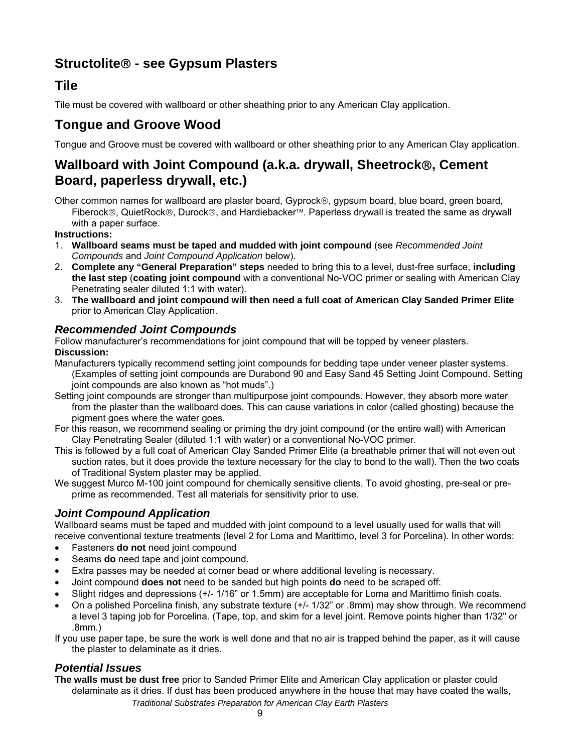## Structolite® - see Gypsum Plasters

## Tile

Tile must be covered with wallboard or other sheathing prior to any American Clay application.

## Tongue and Groove Wood

Tongue and Groove must be covered with wallboard or other sheathing prior to any American Clay application.

## Wallboard with Joint Compound (a.k.a. drywall, Sheetrock®, Cement Board, paperless drywall, etc.)

Other common names for wallboard are plaster board, Gyprock®, gypsum board, blue board, green board, Fiberock®, QuietRock®, Durock®, and Hardiebacker™. Paperless drywall is treated the same as drywall with a paper surface.

**Instructions:**

1. **Wallboard seams must be taped and mudded with joint compound** (see *Recommended Joint Compounds* and *Joint Compound Application* below).
2. **Complete any "General Preparation" steps** needed to bring this to a level, dust-free surface, **including the last step** (**coating joint compound** with a conventional No-VOC primer or sealing with American Clay Penetrating sealer diluted 1:1 with water).
3. **The wallboard and joint compound will then need a full coat of American Clay Sanded Primer Elite** prior to American Clay Application.

### *Recommended Joint Compounds*

Follow manufacturer's recommendations for joint compound that will be topped by veneer plasters.

**Discussion:**

Manufacturers typically recommend setting joint compounds for bedding tape under veneer plaster systems. (Examples of setting joint compounds are Durabond 90 and Easy Sand 45 Setting Joint Compound. Setting joint compounds are also known as "hot muds".)

Setting joint compounds are stronger than multipurpose joint compounds. However, they absorb more water from the plaster than the wallboard does. This can cause variations in color (called ghosting) because the pigment goes where the water goes.

For this reason, we recommend sealing or priming the dry joint compound (or the entire wall) with American Clay Penetrating Sealer (diluted 1:1 with water) or a conventional No-VOC primer.

This is followed by a full coat of American Clay Sanded Primer Elite (a breathable primer that will not even out suction rates, but it does provide the texture necessary for the clay to bond to the wall). Then the two coats of Traditional System plaster may be applied.

We suggest Murco M-100 joint compound for chemically sensitive clients. To avoid ghosting, pre-seal or pre-prime as recommended. Test all materials for sensitivity prior to use.

### *Joint Compound Application*

Wallboard seams must be taped and mudded with joint compound to a level usually used for walls that will receive conventional texture treatments (level 2 for Loma and Marittimo, level 3 for Porcelina). In other words:

- Fasteners **do not** need joint compound
- Seams **do** need tape and joint compound.
- Extra passes may be needed at corner bead or where additional leveling is necessary.
- Joint compound **does not** need to be sanded but high points **do** need to be scraped off:
- Slight ridges and depressions (+/- 1/16" or 1.5mm) are acceptable for Loma and Marittimo finish coats.
- On a polished Porcelina finish, any substrate texture (+/- 1/32" or .8mm) may show through. We recommend a level 3 taping job for Porcelina. (Tape, top, and skim for a level joint. Remove points higher than 1/32" or .8mm.)

If you use paper tape, be sure the work is well done and that no air is trapped behind the paper, as it will cause the plaster to delaminate as it dries.

### *Potential Issues*

**The walls must be dust free** prior to Sanded Primer Elite and American Clay application or plaster could delaminate as it dries. If dust has been produced anywhere in the house that may have coated the walls,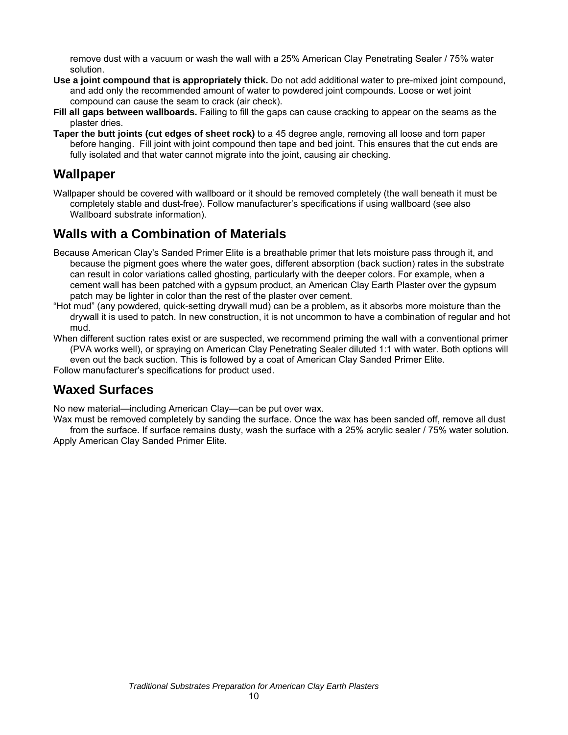remove dust with a vacuum or wash the wall with a 25% American Clay Penetrating Sealer / 75% water solution.

**Use a joint compound that is appropriately thick.** Do not add additional water to pre-mixed joint compound, and add only the recommended amount of water to powdered joint compounds. Loose or wet joint compound can cause the seam to crack (air check).

**Fill all gaps between wallboards.** Failing to fill the gaps can cause cracking to appear on the seams as the plaster dries.

**Taper the butt joints (cut edges of sheet rock)** to a 45 degree angle, removing all loose and torn paper before hanging. Fill joint with joint compound then tape and bed joint. This ensures that the cut ends are fully isolated and that water cannot migrate into the joint, causing air checking.

## Wallpaper

Wallpaper should be covered with wallboard or it should be removed completely (the wall beneath it must be completely stable and dust-free). Follow manufacturer's specifications if using wallboard (see also Wallboard substrate information).

## Walls with a Combination of Materials

Because American Clay's Sanded Primer Elite is a breathable primer that lets moisture pass through it, and because the pigment goes where the water goes, different absorption (back suction) rates in the substrate can result in color variations called ghosting, particularly with the deeper colors. For example, when a cement wall has been patched with a gypsum product, an American Clay Earth Plaster over the gypsum patch may be lighter in color than the rest of the plaster over cement.

"Hot mud" (any powdered, quick-setting drywall mud) can be a problem, as it absorbs more moisture than the drywall it is used to patch. In new construction, it is not uncommon to have a combination of regular and hot mud.

When different suction rates exist or are suspected, we recommend priming the wall with a conventional primer (PVA works well), or spraying on American Clay Penetrating Sealer diluted 1:1 with water. Both options will even out the back suction. This is followed by a coat of American Clay Sanded Primer Elite.

Follow manufacturer's specifications for product used.

## Waxed Surfaces

No new material—including American Clay—can be put over wax.

Wax must be removed completely by sanding the surface. Once the wax has been sanded off, remove all dust from the surface. If surface remains dusty, wash the surface with a 25% acrylic sealer / 75% water solution.

Apply American Clay Sanded Primer Elite.